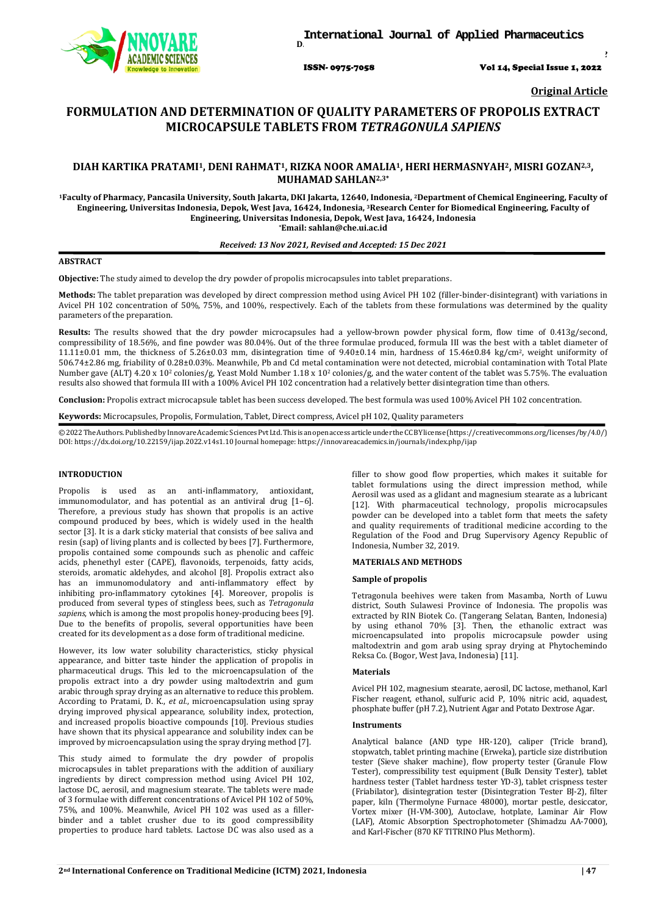Original Article

# FORMULATION AND DETERMINATION OF QUALITY PARAMETERS OF PROPOLIS EXTRACT MICROCAPSULE TABLETS FROM *TETRAGONULA SAPIENS*

**DIAH KARTIKA PRATAMI[1], DENI RAHMAT[1], RIZKA NOOR AMALIA[1], HERI HERMASNYAH[2], MISRI GOZAN[2,3], MUHAMAD SAHLAN[2,3*]**

[1]Faculty of Pharmacy, Pancasila University, South Jakarta, DKI Jakarta, 12640, Indonesia, [2]Department of Chemical Engineering, Faculty of Engineering, Universitas Indonesia, Depok, West Java, 16424, Indonesia, [3]Research Center for Biomedical Engineering, Faculty of Engineering, Universitas Indonesia, Depok, West Java, 16424, Indonesia
*Email: sahlan@che.ui.ac.id

*Received: 13 Nov 2021, Revised and Accepted: 15 Dec 2021*

## ABSTRACT

**Objective:** The study aimed to develop the dry powder of propolis microcapsules into tablet preparations.

**Methods:** The tablet preparation was developed by direct compression method using Avicel PH 102 (filler-binder-disintegrant) with variations in Avicel PH 102 concentration of 50%, 75%, and 100%, respectively. Each of the tablets from these formulations was determined by the quality parameters of the preparation.

**Results:** The results showed that the dry powder microcapsules had a yellow-brown powder physical form, flow time of 0.413g/second, compressibility of 18.56%, and fine powder was 80.04%. Out of the three formulae produced, formula III was the best with a tablet diameter of 11.11±0.01 mm, the thickness of 5.26±0.03 mm, disintegration time of 9.40±0.14 min, hardness of 15.46±0.84 kg/cm$^2$, weight uniformity of 506.74±2.86 mg, friability of 0.28±0.03%. Meanwhile, Pb and Cd metal contamination were not detected, microbial contamination with Total Plate Number gave (ALT) 4.20 x $10^2$ colonies/g, Yeast Mold Number 1.18 x $10^2$ colonies/g, and the water content of the tablet was 5.75%. The evaluation results also showed that formula III with a 100% Avicel PH 102 concentration had a relatively better disintegration time than others.

**Conclusion:** Propolis extract microcapsule tablet has been success developed. The best formula was used 100% Avicel PH 102 concentration.

**Keywords:** Microcapsules, Propolis, Formulation, Tablet, Direct compress, Avicel pH 102, Quality parameters

© 2022 The Authors. Published by Innovare Academic Sciences Pvt Ltd. This is an open access article under the CC BY license (https://creativecommons.org/licenses/by/4.0/)
DOI: https://dx.doi.org/10.22159/ijap.2022.v14s1.10 Journal homepage: https://innovareacademics.in/journals/index.php/ijap

## INTRODUCTION

Propolis is used as an anti-inflammatory, antioxidant, immunomodulator, and has potential as an antiviral drug [1–6]. Therefore, a previous study has shown that propolis is an active compound produced by bees, which is widely used in the health sector [3]. It is a dark sticky material that consists of bee saliva and resin (sap) of living plants and is collected by bees [7]. Furthermore, propolis contained some compounds such as phenolic and caffeic acids, phenethyl ester (CAPE), flavonoids, terpenoids, fatty acids, steroids, aromatic aldehydes, and alcohol [8]. Propolis extract also has an immunomodulatory and anti-inflammatory effect by inhibiting pro-inflammatory cytokines [4]. Moreover, propolis is produced from several types of stingless bees, such as *Tetragonula sapiens,* which is among the most propolis honey-producing bees [9]. Due to the benefits of propolis, several opportunities have been created for its development as a dose form of traditional medicine.

However, its low water solubility characteristics, sticky physical appearance, and bitter taste hinder the application of propolis in pharmaceutical drugs. This led to the microencapsulation of the propolis extract into a dry powder using maltodextrin and gum arabic through spray drying as an alternative to reduce this problem. According to Pratami, D. K., *et al.*, microencapsulation using spray drying improved physical appearance, solubility index, protection, and increased propolis bioactive compounds [10]. Previous studies have shown that its physical appearance and solubility index can be improved by microencapsulation using the spray drying method [7].

This study aimed to formulate the dry powder of propolis microcapsules in tablet preparations with the addition of auxiliary ingredients by direct compression method using Avicel PH 102, lactose DC, aerosil, and magnesium stearate. The tablets were made of 3 formulae with different concentrations of Avicel PH 102 of 50%, 75%, and 100%. Meanwhile, Avicel PH 102 was used as a filler-binder and a tablet crusher due to its good compressibility properties to produce hard tablets. Lactose DC was also used as a filler to show good flow properties, which makes it suitable for tablet formulations using the direct impression method, while Aerosil was used as a glidant and magnesium stearate as a lubricant [12]. With pharmaceutical technology, propolis microcapsules powder can be developed into a tablet form that meets the safety and quality requirements of traditional medicine according to the Regulation of the Food and Drug Supervisory Agency Republic of Indonesia, Number 32, 2019.

## MATERIALS AND METHODS

### Sample of propolis

Tetragonula beehives were taken from Masamba, North of Luwu district, South Sulawesi Province of Indonesia. The propolis was extracted by RIN Biotek Co. (Tangerang Selatan, Banten, Indonesia) by using ethanol 70% [3]. Then, the ethanolic extract was microencapsulated into propolis microcapsule powder using maltodextrin and gom arab using spray drying at Phytochemindo Reksa Co. (Bogor, West Java, Indonesia) [11].

### Materials

Avicel PH 102, magnesium stearate, aerosil, DC lactose, methanol, Karl Fischer reagent, ethanol, sulfuric acid P, 10% nitric acid, aquadest, phosphate buffer (pH 7.2), Nutrient Agar and Potato Dextrose Agar.

### Instruments

Analytical balance (AND type HR-120), caliper (Tricle brand), stopwatch, tablet printing machine (Erweka), particle size distribution tester (Sieve shaker machine), flow property tester (Granule Flow Tester), compressibility test equipment (Bulk Density Tester), tablet hardness tester (Tablet hardness tester YD-3), tablet crispness tester (Friabilator), disintegration tester (Disintegration Tester BJ-2), filter paper, kiln (Thermolyne Furnace 48000), mortar pestle, desiccator, Vortex mixer (H-VM-300), Autoclave, hotplate, Laminar Air Flow (LAF), Atomic Absorption Spectrophotometer (Shimadzu AA-7000), and Karl-Fischer (870 KF TITRINO Plus Methorm).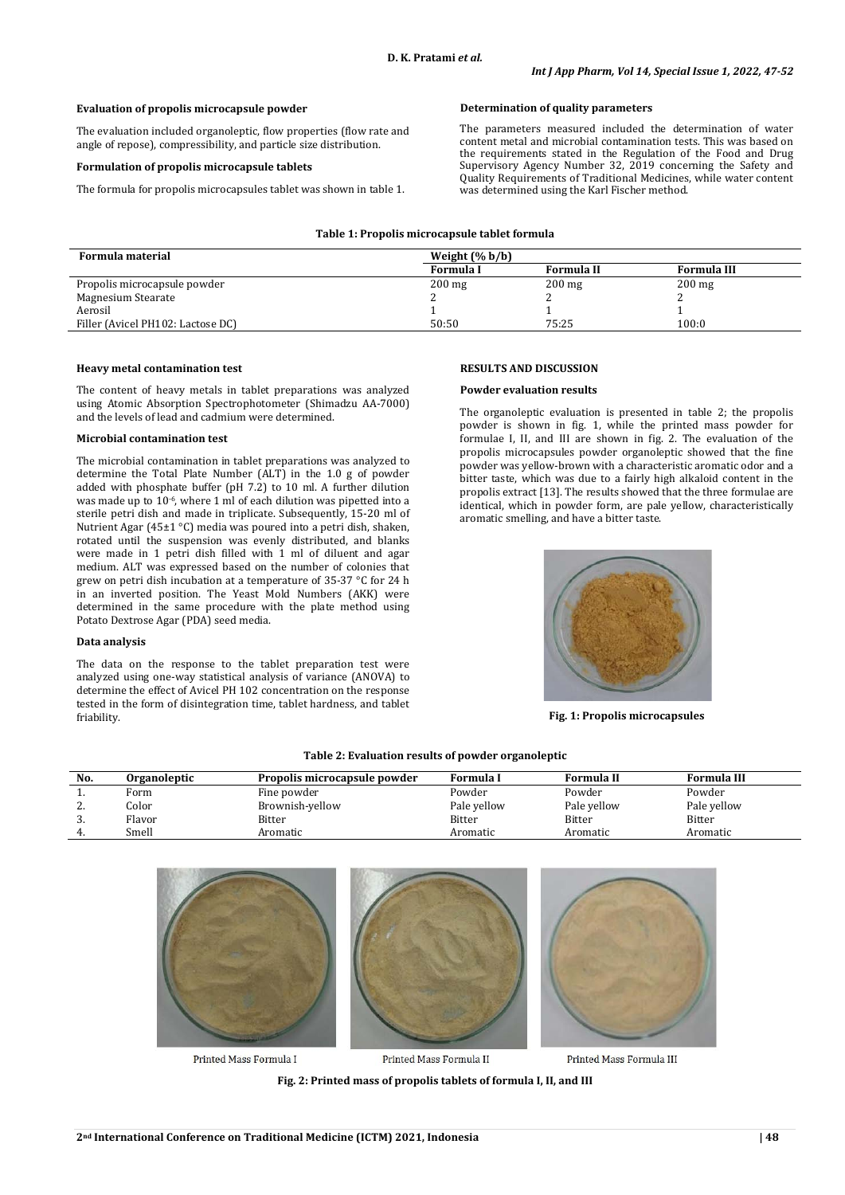### Evaluation of propolis microcapsule powder

The evaluation included organoleptic, flow properties (flow rate and angle of repose), compressibility, and particle size distribution.

### Formulation of propolis microcapsule tablets

The formula for propolis microcapsules tablet was shown in table 1.

### Determination of quality parameters

The parameters measured included the determination of water content metal and microbial contamination tests. This was based on the requirements stated in the Regulation of the Food and Drug Supervisory Agency Number 32, 2019 concerning the Safety and Quality Requirements of Traditional Medicines, while water content was determined using the Karl Fischer method.

**Table 1: Propolis microcapsule tablet formula**

| Formula material | Weight (% b/b) | | |
|---|---|---|---|
| | Formula I | Formula II | Formula III |
| Propolis microcapsule powder | 200 mg | 200 mg | 200 mg |
| Magnesium Stearate | 2 | 2 | 2 |
| Aerosil | 1 | 1 | 1 |
| Filler (Avicel PH102: Lactose DC) | 50:50 | 75:25 | 100:0 |

### Heavy metal contamination test

The content of heavy metals in tablet preparations was analyzed using Atomic Absorption Spectrophotometer (Shimadzu AA-7000) and the levels of lead and cadmium were determined.

### Microbial contamination test

The microbial contamination in tablet preparations was analyzed to determine the Total Plate Number (ALT) in the 1.0 g of powder added with phosphate buffer (pH 7.2) to 10 ml. A further dilution was made up to $10^{-6}$, where 1 ml of each dilution was pipetted into a sterile petri dish and made in triplicate. Subsequently, 15-20 ml of Nutrient Agar (45±1 °C) media was poured into a petri dish, shaken, rotated until the suspension was evenly distributed, and blanks were made in 1 petri dish filled with 1 ml of diluent and agar medium. ALT was expressed based on the number of colonies that grew on petri dish incubation at a temperature of 35-37 °C for 24 h in an inverted position. The Yeast Mold Numbers (AKK) were determined in the same procedure with the plate method using Potato Dextrose Agar (PDA) seed media.

### Data analysis

The data on the response to the tablet preparation test were analyzed using one-way statistical analysis of variance (ANOVA) to determine the effect of Avicel PH 102 concentration on the response tested in the form of disintegration time, tablet hardness, and tablet friability.

## RESULTS AND DISCUSSION

### Powder evaluation results

The organoleptic evaluation is presented in table 2; the propolis powder is shown in fig. 1, while the printed mass powder for formulae I, II, and III are shown in fig. 2. The evaluation of the propolis microcapsules powder organoleptic showed that the fine powder was yellow-brown with a characteristic aromatic odor and a bitter taste, which was due to a fairly high alkaloid content in the propolis extract [13]. The results showed that the three formulae are identical, which in powder form, are pale yellow, characteristically aromatic smelling, and have a bitter taste.

**Fig. 1: Propolis microcapsules**

**Table 2: Evaluation results of powder organoleptic**

| No. | Organoleptic | Propolis microcapsule powder | Formula I | Formula II | Formula III |
|---|---|---|---|---|---|
| 1. | Form | Fine powder | Powder | Powder | Powder |
| 2. | Color | Brownish-yellow | Pale yellow | Pale yellow | Pale yellow |
| 3. | Flavor | Bitter | Bitter | Bitter | Bitter |
| 4. | Smell | Aromatic | Aromatic | Aromatic | Aromatic |

Printed Mass Formula I    Printed Mass Formula II    Printed Mass Formula III

**Fig. 2: Printed mass of propolis tablets of formula I, II, and III**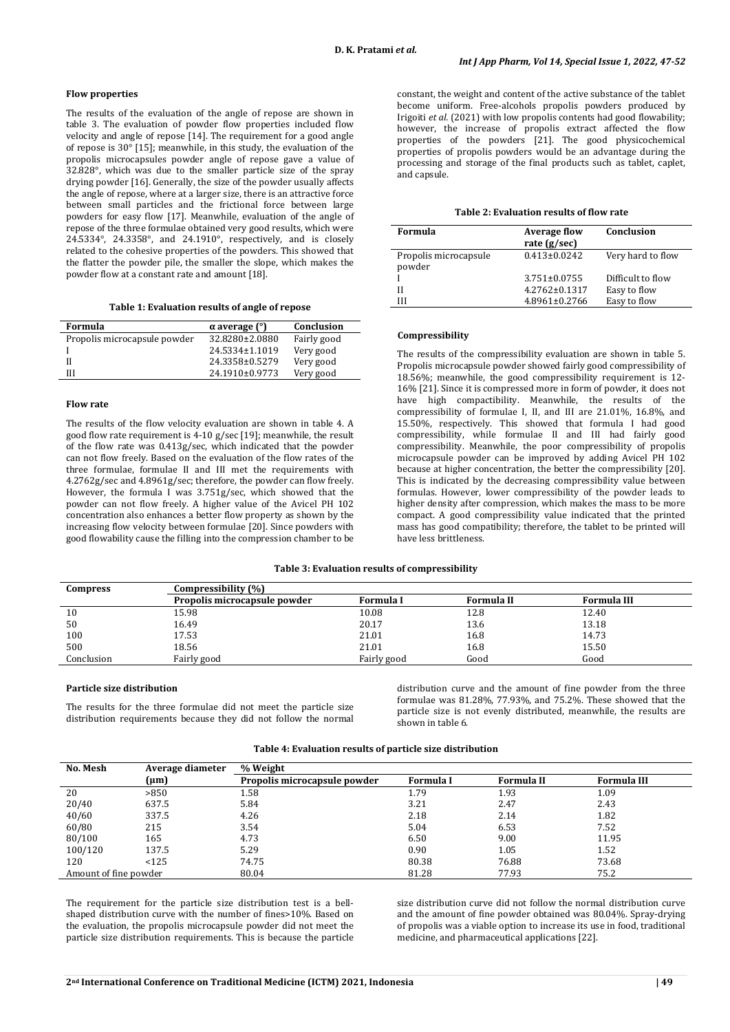### Flow properties

The results of the evaluation of the angle of repose are shown in table 3. The evaluation of powder flow properties included flow velocity and angle of repose [14]. The requirement for a good angle of repose is 30° [15]; meanwhile, in this study, the evaluation of the propolis microcapsules powder angle of repose gave a value of 32.828°, which was due to the smaller particle size of the spray drying powder [16]. Generally, the size of the powder usually affects the angle of repose, where at a larger size, there is an attractive force between small particles and the frictional force between large powders for easy flow [17]. Meanwhile, evaluation of the angle of repose of the three formulae obtained very good results, which were 24.5334°, 24.3358°, and 24.1910°, respectively, and is closely related to the cohesive properties of the powders. This showed that the flatter the powder pile, the smaller the slope, which makes the powder flow at a constant rate and amount [18].

**Table 1: Evaluation results of angle of repose**

| Formula | α average (°) | Conclusion |
|---|---|---|
| Propolis microcapsule powder | 32.8280±2.0880 | Fairly good |
| I | 24.5334±1.1019 | Very good |
| II | 24.3358±0.5279 | Very good |
| III | 24.1910±0.9773 | Very good |

### Flow rate

The results of the flow velocity evaluation are shown in table 4. A good flow rate requirement is 4-10 g/sec [19]; meanwhile, the result of the flow rate was 0.413g/sec, which indicated that the powder can not flow freely. Based on the evaluation of the flow rates of the three formulae, formulae II and III met the requirements with 4.2762g/sec and 4.8961g/sec; therefore, the powder can flow freely. However, the formula I was 3.751g/sec, which showed that the powder can not flow freely. A higher value of the Avicel PH 102 concentration also enhances a better flow property as shown by the increasing flow velocity between formulae [20]. Since powders with good flowability cause the filling into the compression chamber to be constant, the weight and content of the active substance of the tablet become uniform. Free-alcohols propolis powders produced by Irigoiti *et al.* (2021) with low propolis contents had good flowability; however, the increase of propolis extract affected the flow properties of the powders [21]. The good physicochemical properties of propolis powders would be an advantage during the processing and storage of the final products such as tablet, caplet, and capsule.

**Table 2: Evaluation results of flow rate**

| Formula | Average flow rate (g/sec) | Conclusion |
|---|---|---|
| Propolis microcapsule powder | 0.413±0.0242 | Very hard to flow |
| I | 3.751±0.0755 | Difficult to flow |
| II | 4.2762±0.1317 | Easy to flow |
| III | 4.8961±0.2766 | Easy to flow |

### Compressibility

The results of the compressibility evaluation are shown in table 5. Propolis microcapsule powder showed fairly good compressibility of 18.56%; meanwhile, the good compressibility requirement is 12-16% [21]. Since it is compressed more in form of powder, it does not have high compactibility. Meanwhile, the results of the compressibility of formulae I, II, and III are 21.01%, 16.8%, and 15.50%, respectively. This showed that formula I had good compressibility, while formulae II and III had fairly good compressibility. Meanwhile, the poor compressibility of propolis microcapsule powder can be improved by adding Avicel PH 102 because at higher concentration, the better the compressibility [20]. This is indicated by the decreasing compressibility value between formulas. However, lower compressibility of the powder leads to higher density after compression, which makes the mass to be more compact. A good compressibility value indicated that the printed mass has good compatibility; therefore, the tablet to be printed will have less brittleness.

**Table 3: Evaluation results of compressibility**

| Compress | Compressibility (%) | | | |
|---|---|---|---|---|
| | Propolis microcapsule powder | Formula I | Formula II | Formula III |
| 10 | 15.98 | 10.08 | 12.8 | 12.40 |
| 50 | 16.49 | 20.17 | 13.6 | 13.18 |
| 100 | 17.53 | 21.01 | 16.8 | 14.73 |
| 500 | 18.56 | 21.01 | 16.8 | 15.50 |
| Conclusion | Fairly good | Fairly good | Good | Good |

### Particle size distribution

The results for the three formulae did not meet the particle size distribution requirements because they did not follow the normal distribution curve and the amount of fine powder from the three formulae was 81.28%, 77.93%, and 75.2%. These showed that the particle size is not evenly distributed, meanwhile, the results are shown in table 6.

**Table 4: Evaluation results of particle size distribution**

| No. Mesh | Average diameter (μm) | % Weight | | | |
|---|---|---|---|---|---|
| | | Propolis microcapsule powder | Formula I | Formula II | Formula III |
| 20 | >850 | 1.58 | 1.79 | 1.93 | 1.09 |
| 20/40 | 637.5 | 5.84 | 3.21 | 2.47 | 2.43 |
| 40/60 | 337.5 | 4.26 | 2.18 | 2.14 | 1.82 |
| 60/80 | 215 | 3.54 | 5.04 | 6.53 | 7.52 |
| 80/100 | 165 | 4.73 | 6.50 | 9.00 | 11.95 |
| 100/120 | 137.5 | 5.29 | 0.90 | 1.05 | 1.52 |
| 120 | <125 | 74.75 | 80.38 | 76.88 | 73.68 |
| Amount of fine powder | | 80.04 | 81.28 | 77.93 | 75.2 |

The requirement for the particle size distribution test is a bell-shaped distribution curve with the number of fines>10%. Based on the evaluation, the propolis microcapsule powder did not meet the particle size distribution requirements. This is because the particle size distribution curve did not follow the normal distribution curve and the amount of fine powder obtained was 80.04%. Spray-drying of propolis was a viable option to increase its use in food, traditional medicine, and pharmaceutical applications [22].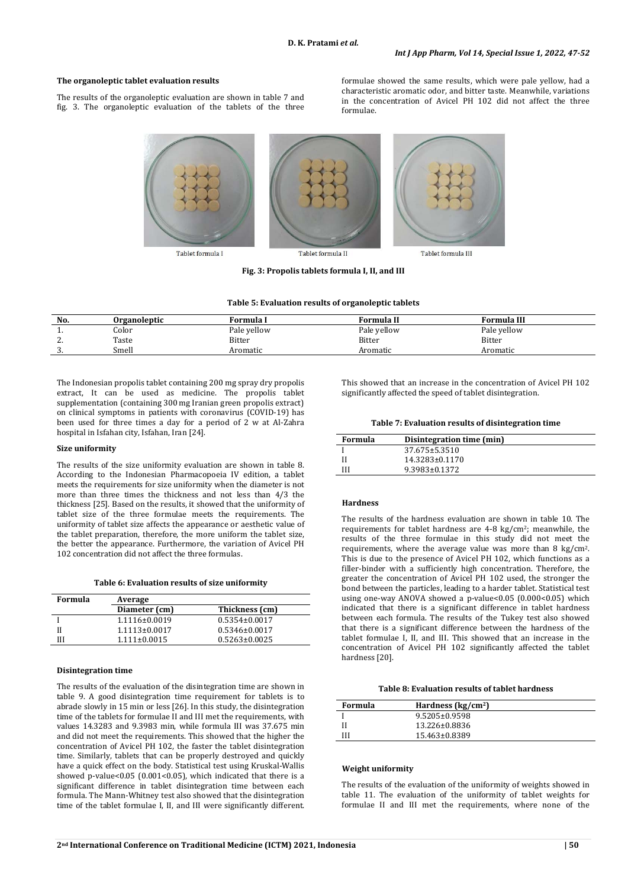### The organoleptic tablet evaluation results

The results of the organoleptic evaluation are shown in table 7 and fig. 3. The organoleptic evaluation of the tablets of the three formulae showed the same results, which were pale yellow, had a characteristic aromatic odor, and bitter taste. Meanwhile, variations in the concentration of Avicel PH 102 did not affect the three formulae.

Tablet formula I Tablet formula II Tablet formula III

**Fig. 3: Propolis tablets formula I, II, and III**

**Table 5: Evaluation results of organoleptic tablets**

| No. | Organoleptic | Formula I | Formula II | Formula III |
|---|---|---|---|---|
| 1. | Color | Pale yellow | Pale yellow | Pale yellow |
| 2. | Taste | Bitter | Bitter | Bitter |
| 3. | Smell | Aromatic | Aromatic | Aromatic |

The Indonesian propolis tablet containing 200 mg spray dry propolis extract, It can be used as medicine. The propolis tablet supplementation (containing 300 mg Iranian green propolis extract) on clinical symptoms in patients with coronavirus (COVID-19) has been used for three times a day for a period of 2 w at Al-Zahra hospital in Isfahan city, Isfahan, Iran [24].

### Size uniformity

The results of the size uniformity evaluation are shown in table 8. According to the Indonesian Pharmacopoeia IV edition, a tablet meets the requirements for size uniformity when the diameter is not more than three times the thickness and not less than 4/3 the thickness [25]. Based on the results, it showed that the uniformity of tablet size of the three formulae meets the requirements. The uniformity of tablet size affects the appearance or aesthetic value of the tablet preparation, therefore, the more uniform the tablet size, the better the appearance. Furthermore, the variation of Avicel PH 102 concentration did not affect the three formulas.

**Table 6: Evaluation results of size uniformity**

| Formula | Average | |
|---|---|---|
| | Diameter (cm) | Thickness (cm) |
| I | 1.1116±0.0019 | 0.5354±0.0017 |
| II | 1.1113±0.0017 | 0.5346±0.0017 |
| III | 1.111±0.0015 | 0.5263±0.0025 |

### Disintegration time

The results of the evaluation of the disintegration time are shown in table 9. A good disintegration time requirement for tablets is to abrade slowly in 15 min or less [26]. In this study, the disintegration time of the tablets for formulae II and III met the requirements, with values 14.3283 and 9.3983 min, while formula III was 37.675 min and did not meet the requirements. This showed that the higher the concentration of Avicel PH 102, the faster the tablet disintegration time. Similarly, tablets that can be properly destroyed and quickly have a quick effect on the body. Statistical test using Kruskal-Wallis showed p-value<0.05 (0.001<0.05), which indicated that there is a significant difference in tablet disintegration time between each formula. The Mann-Whitney test also showed that the disintegration time of the tablet formulae I, II, and III were significantly different. This showed that an increase in the concentration of Avicel PH 102 significantly affected the speed of tablet disintegration.

**Table 7: Evaluation results of disintegration time**

| Formula | Disintegration time (min) |
|---|---|
| I | 37.675±5.3510 |
| II | 14.3283±0.1170 |
| III | 9.3983±0.1372 |

### Hardness

The results of the hardness evaluation are shown in table 10. The requirements for tablet hardness are 4-8 kg/cm²; meanwhile, the results of the three formulae in this study did not meet the requirements, where the average value was more than 8 kg/cm². This is due to the presence of Avicel PH 102, which functions as a filler-binder with a sufficiently high concentration. Therefore, the greater the concentration of Avicel PH 102 used, the stronger the bond between the particles, leading to a harder tablet. Statistical test using one-way ANOVA showed a p-value<0.05 (0.000<0.05) which indicated that there is a significant difference in tablet hardness between each formula. The results of the Tukey test also showed that there is a significant difference between the hardness of the tablet formulae I, II, and III. This showed that an increase in the concentration of Avicel PH 102 significantly affected the tablet hardness [20].

**Table 8: Evaluation results of tablet hardness**

| Formula | Hardness (kg/cm²) |
|---|---|
| I | 9.5205±0.9598 |
| II | 13.226±0.8836 |
| III | 15.463±0.8389 |

### Weight uniformity

The results of the evaluation of the uniformity of weights showed in table 11. The evaluation of the uniformity of tablet weights for formulae II and III met the requirements, where none of the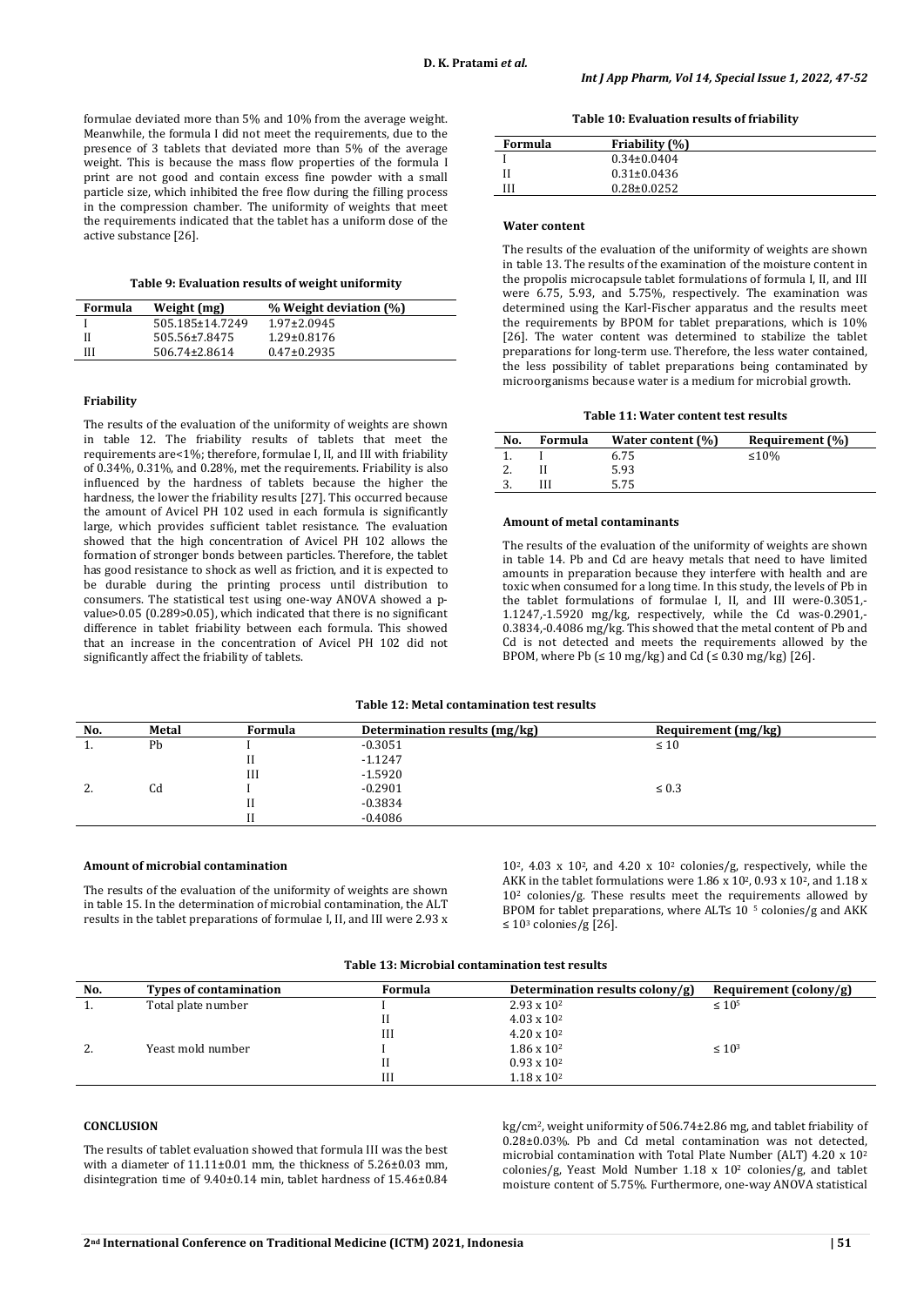formulae deviated more than 5% and 10% from the average weight. Meanwhile, the formula I did not meet the requirements, due to the presence of 3 tablets that deviated more than 5% of the average weight. This is because the mass flow properties of the formula I print are not good and contain excess fine powder with a small particle size, which inhibited the free flow during the filling process in the compression chamber. The uniformity of weights that meet the requirements indicated that the tablet has a uniform dose of the active substance [26].

**Table 9: Evaluation results of weight uniformity**

| Formula | Weight (mg) | % Weight deviation (%) |
|---|---|---|
| I | 505.185±14.7249 | 1.97±2.0945 |
| II | 505.56±7.8475 | 1.29±0.8176 |
| III | 506.74±2.8614 | 0.47±0.2935 |

#### Friability

The results of the evaluation of the uniformity of weights are shown in table 12. The friability results of tablets that meet the requirements are<1%; therefore, formulae I, II, and III with friability of 0.34%, 0.31%, and 0.28%, met the requirements. Friability is also influenced by the hardness of tablets because the higher the hardness, the lower the friability results [27]. This occurred because the amount of Avicel PH 102 used in each formula is significantly large, which provides sufficient tablet resistance. The evaluation showed that the high concentration of Avicel PH 102 allows the formation of stronger bonds between particles. Therefore, the tablet has good resistance to shock as well as friction, and it is expected to be durable during the printing process until distribution to consumers. The statistical test using one-way ANOVA showed a p-value>0.05 (0.289>0.05), which indicated that there is no significant difference in tablet friability between each formula. This showed that an increase in the concentration of Avicel PH 102 did not significantly affect the friability of tablets.

**Table 10: Evaluation results of friability**

| Formula | Friability (%) |
|---|---|
| I | 0.34±0.0404 |
| II | 0.31±0.0436 |
| III | 0.28±0.0252 |

#### Water content

The results of the evaluation of the uniformity of weights are shown in table 13. The results of the examination of the moisture content in the propolis microcapsule tablet formulations of formula I, II, and III were 6.75, 5.93, and 5.75%, respectively. The examination was determined using the Karl-Fischer apparatus and the results meet the requirements by BPOM for tablet preparations, which is 10% [26]. The water content was determined to stabilize the tablet preparations for long-term use. Therefore, the less water contained, the less possibility of tablet preparations being contaminated by microorganisms because water is a medium for microbial growth.

**Table 11: Water content test results**

| No. | Formula | Water content (%) | Requirement (%) |
|---|---|---|---|
| 1. | I | 6.75 | ≤10% |
| 2. | II | 5.93 | |
| 3. | III | 5.75 | |

#### Amount of metal contaminants

The results of the evaluation of the uniformity of weights are shown in table 14. Pb and Cd are heavy metals that need to have limited amounts in preparation because they interfere with health and are toxic when consumed for a long time. In this study, the levels of Pb in the tablet formulations of formulae I, II, and III were-0.3051,-1.1247,-1.5920 mg/kg, respectively, while the Cd was-0.2901,-0.3834,-0.4086 mg/kg. This showed that the metal content of Pb and Cd is not detected and meets the requirements allowed by the BPOM, where Pb (≤ 10 mg/kg) and Cd (≤ 0.30 mg/kg) [26].

**Table 12: Metal contamination test results**

| No. | Metal | Formula | Determination results (mg/kg) | Requirement (mg/kg) |
|---|---|---|---|---|
| 1. | Pb | I | -0.3051 | ≤ 10 |
| | | II | -1.1247 | |
| | | III | -1.5920 | |
| 2. | Cd | I | -0.2901 | ≤ 0.3 |
| | | II | -0.3834 | |
| | | II | -0.4086 | |

#### Amount of microbial contamination

The results of the evaluation of the uniformity of weights are shown in table 15. In the determination of microbial contamination, the ALT results in the tablet preparations of formulae I, II, and III were 2.93 x $10^2$, 4.03 x $10^2$, and 4.20 x $10^2$ colonies/g, respectively, while the AKK in the tablet formulations were 1.86 x $10^2$, 0.93 x $10^2$, and 1.18 x $10^2$ colonies/g. These results meet the requirements allowed by BPOM for tablet preparations, where ALT≤ $10^5$ colonies/g and AKK ≤ $10^3$ colonies/g [26].

**Table 13: Microbial contamination test results**

| No. | Types of contamination | Formula | Determination results colony/g) | Requirement (colony/g) |
|---|---|---|---|---|
| 1. | Total plate number | I | 2.93 x $10^2$ | ≤ $10^5$ |
| | | II | 4.03 x $10^2$ | |
| | | III | 4.20 x $10^2$ | |
| 2. | Yeast mold number | I | 1.86 x $10^2$ | ≤ $10^3$ |
| | | II | 0.93 x $10^2$ | |
| | | III | 1.18 x $10^2$ | |

## CONCLUSION

The results of tablet evaluation showed that formula III was the best with a diameter of 11.11±0.01 mm, the thickness of 5.26±0.03 mm, disintegration time of 9.40±0.14 min, tablet hardness of 15.46±0.84 kg/cm², weight uniformity of 506.74±2.86 mg, and tablet friability of 0.28±0.03%. Pb and Cd metal contamination was not detected, microbial contamination with Total Plate Number (ALT) 4.20 x $10^2$ colonies/g, Yeast Mold Number 1.18 x $10^2$ colonies/g, and tablet moisture content of 5.75%. Furthermore, one-way ANOVA statistical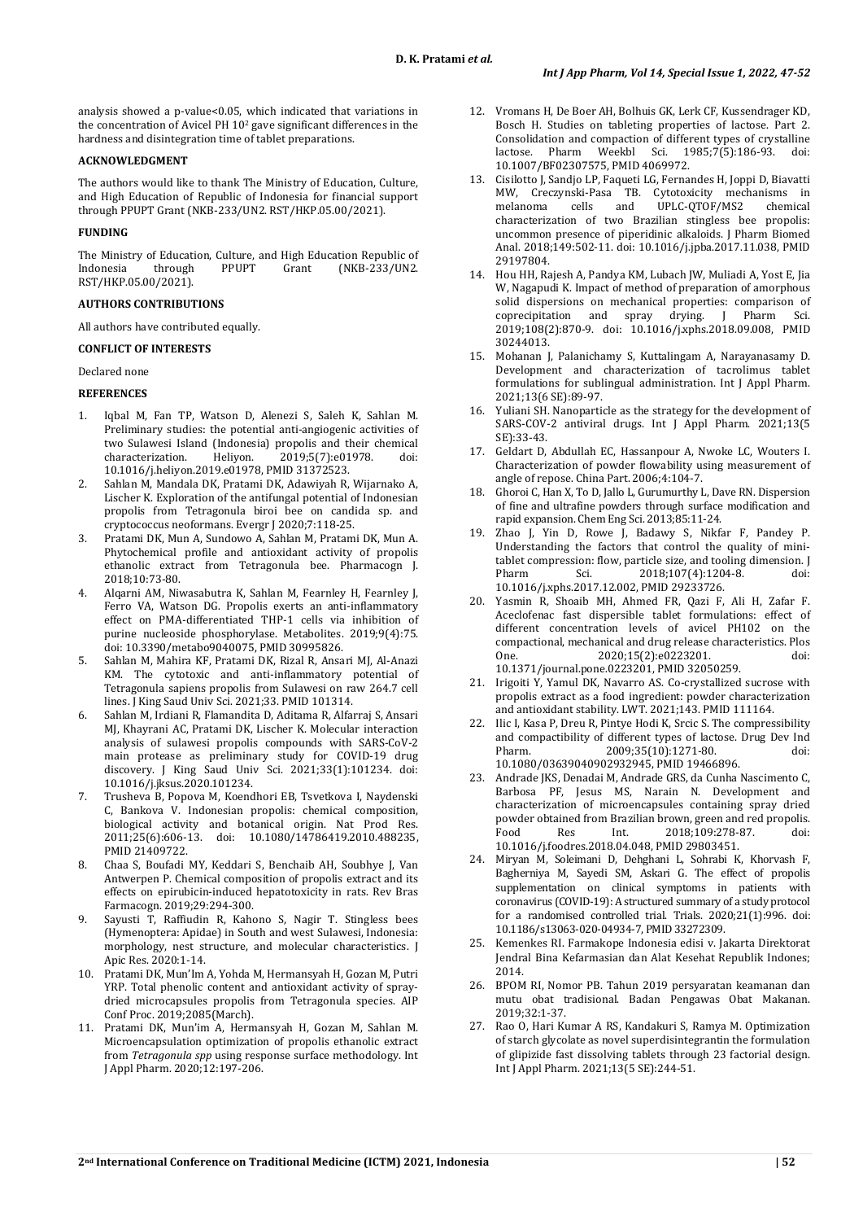analysis showed a p-value<0.05, which indicated that variations in the concentration of Avicel PH $10^2$ gave significant differences in the hardness and disintegration time of tablet preparations.

## ACKNOWLEDGMENT

The authors would like to thank The Ministry of Education, Culture, and High Education of Republic of Indonesia for financial support through PPUPT Grant (NKB-233/UN2. RST/HKP.05.00/2021).

## FUNDING

The Ministry of Education, Culture, and High Education Republic of Indonesia through PPUPT Grant (NKB-233/UN2. RST/HKP.05.00/2021).

## AUTHORS CONTRIBUTIONS

All authors have contributed equally.

## CONFLICT OF INTERESTS

Declared none

## REFERENCES

1. Iqbal M, Fan TP, Watson D, Alenezi S, Saleh K, Sahlan M. Preliminary studies: the potential anti-angiogenic activities of two Sulawesi Island (Indonesia) propolis and their chemical characterization. Heliyon. 2019;5(7):e01978. doi: 10.1016/j.heliyon.2019.e01978, PMID 31372523.
2. Sahlan M, Mandala DK, Pratami DK, Adawiyah R, Wijarnako A, Lischer K. Exploration of the antifungal potential of Indonesian propolis from Tetragonula biroi bee on candida sp. and cryptococcus neoformans. Evergr J 2020;7:118-25.
3. Pratami DK, Mun A, Sundowo A, Sahlan M, Pratami DK, Mun A. Phytochemical profile and antioxidant activity of propolis ethanolic extract from Tetragonula bee. Pharmacogn J. 2018;10:73-80.
4. Alqarni AM, Niwasabutra K, Sahlan M, Fearnley H, Fearnley J, Ferro VA, Watson DG. Propolis exerts an anti-inflammatory effect on PMA-differentiated THP-1 cells via inhibition of purine nucleoside phosphorylase. Metabolites. 2019;9(4):75. doi: 10.3390/metabo9040075, PMID 30995826.
5. Sahlan M, Mahira KF, Pratami DK, Rizal R, Ansari MJ, Al-Anazi KM. The cytotoxic and anti-inflammatory potential of Tetragonula sapiens propolis from Sulawesi on raw 264.7 cell lines. J King Saud Univ Sci. 2021;33. PMID 101314.
6. Sahlan M, Irdiani R, Flamandita D, Aditama R, Alfarraj S, Ansari MJ, Khayrani AC, Pratami DK, Lischer K. Molecular interaction analysis of sulawesi propolis compounds with SARS-CoV-2 main protease as preliminary study for COVID-19 drug discovery. J King Saud Univ Sci. 2021;33(1):101234. doi: 10.1016/j.jksus.2020.101234.
7. Trusheva B, Popova M, Koendhori EB, Tsvetkova I, Naydenski C, Bankova V. Indonesian propolis: chemical composition, biological activity and botanical origin. Nat Prod Res. 2011;25(6):606-13. doi: 10.1080/14786419.2010.488235, PMID 21409722.
8. Chaa S, Boufadi MY, Keddari S, Benchaib AH, Soubhye J, Van Antwerpen P. Chemical composition of propolis extract and its effects on epirubicin-induced hepatotoxicity in rats. Rev Bras Farmacogn. 2019;29:294-300.
9. Sayusti T, Raffiudin R, Kahono S, Nagir T. Stingless bees (Hymenoptera: Apidae) in South and west Sulawesi, Indonesia: morphology, nest structure, and molecular characteristics. J Apic Res. 2020:1-14.
10. Pratami DK, Mun'Im A, Yohda M, Hermansyah H, Gozan M, Putri YRP. Total phenolic content and antioxidant activity of spray-dried microcapsules propolis from Tetragonula species. AIP Conf Proc. 2019;2085(March).
11. Pratami DK, Mun'im A, Hermansyah H, Gozan M, Sahlan M. Microencapsulation optimization of propolis ethanolic extract from *Tetragonula spp* using response surface methodology. Int J Appl Pharm. 2020;12:197-206.
12. Vromans H, De Boer AH, Bolhuis GK, Lerk CF, Kussendrager KD, Bosch H. Studies on tableting properties of lactose. Part 2. Consolidation and compaction of different types of crystalline lactose. Pharm Weekbl Sci. 1985;7(5):186-93. doi: 10.1007/BF02307575, PMID 4069972.
13. Cisilotto J, Sandjo LP, Faqueti LG, Fernandes H, Joppi D, Biavatti MW, Creczynski-Pasa TB. Cytotoxicity mechanisms in melanoma cells and UPLC-QTOF/MS2 chemical characterization of two Brazilian stingless bee propolis: uncommon presence of piperidinic alkaloids. J Pharm Biomed Anal. 2018;149:502-11. doi: 10.1016/j.jpba.2017.11.038, PMID 29197804.
14. Hou HH, Rajesh A, Pandya KM, Lubach JW, Muliadi A, Yost E, Jia W, Nagapudi K. Impact of method of preparation of amorphous solid dispersions on mechanical properties: comparison of coprecipitation and spray drying. J Pharm Sci. 2019;108(2):870-9. doi: 10.1016/j.xphs.2018.09.008, PMID 30244013.
15. Mohanan J, Palanichamy S, Kuttalingam A, Narayanasamy D. Development and characterization of tacrolimus tablet formulations for sublingual administration. Int J Appl Pharm. 2021;13(6 SE):89-97.
16. Yuliani SH. Nanoparticle as the strategy for the development of SARS-COV-2 antiviral drugs. Int J Appl Pharm. 2021;13(5 SE):33-43.
17. Geldart D, Abdullah EC, Hassanpour A, Nwoke LC, Wouters I. Characterization of powder flowability using measurement of angle of repose. China Part. 2006;4:104-7.
18. Ghoroi C, Han X, To D, Jallo L, Gurumurthy L, Dave RN. Dispersion of fine and ultrafine powders through surface modification and rapid expansion. Chem Eng Sci. 2013;85:11-24.
19. Zhao J, Yin D, Rowe J, Badawy S, Nikfar F, Pandey P. Understanding the factors that control the quality of mini-tablet compression: flow, particle size, and tooling dimension. J Pharm Sci. 2018;107(4):1204-8. doi: 10.1016/j.xphs.2017.12.002, PMID 29233726.
20. Yasmin R, Shoaib MH, Ahmed FR, Qazi F, Ali H, Zafar F. Aceclofenac fast dispersible tablet formulations: effect of different concentration levels of avicel PH102 on the compactional, mechanical and drug release characteristics. Plos One. 2020;15(2):e0223201. doi: 10.1371/journal.pone.0223201, PMID 32050259.
21. Irigoiti Y, Yamul DK, Navarro AS. Co-crystallized sucrose with propolis extract as a food ingredient: powder characterization and antioxidant stability. LWT. 2021;143. PMID 111164.
22. Ilic I, Kasa P, Dreu R, Pintye Hodi K, Srcic S. The compressibility and compactibility of different types of lactose. Drug Dev Ind Pharm. 2009;35(10):1271-80. doi: 10.1080/03639040902932945, PMID 19466896.
23. Andrade JKS, Denadai M, Andrade GRS, da Cunha Nascimento C, Barbosa PF, Jesus MS, Narain N. Development and characterization of microencapsules containing spray dried powder obtained from Brazilian brown, green and red propolis. Food Res Int. 2018;109:278-87. doi: 10.1016/j.foodres.2018.04.048, PMID 29803451.
24. Miryan M, Soleimani D, Dehghani L, Sohrabi K, Khorvash F, Bagherniya M, Sayedi SM, Askari G. The effect of propolis supplementation on clinical symptoms in patients with coronavirus (COVID-19): A structured summary of a study protocol for a randomised controlled trial. Trials. 2020;21(1):996. doi: 10.1186/s13063-020-04934-7, PMID 33272309.
25. Kemenkes RI. Farmakope Indonesia edisi v. Jakarta Direktorat Jendral Bina Kefarmasian dan Alat Kesehat Republik Indones; 2014.
26. BPOM RI, Nomor PB. Tahun 2019 persyaratan keamanan dan mutu obat tradisional. Badan Pengawas Obat Makanan. 2019;32:1-37.
27. Rao O, Hari Kumar A RS, Kandakuri S, Ramya M. Optimization of starch glycolate as novel superdisintegrantin the formulation of glipizide fast dissolving tablets through 23 factorial design. Int J Appl Pharm. 2021;13(5 SE):244-51.